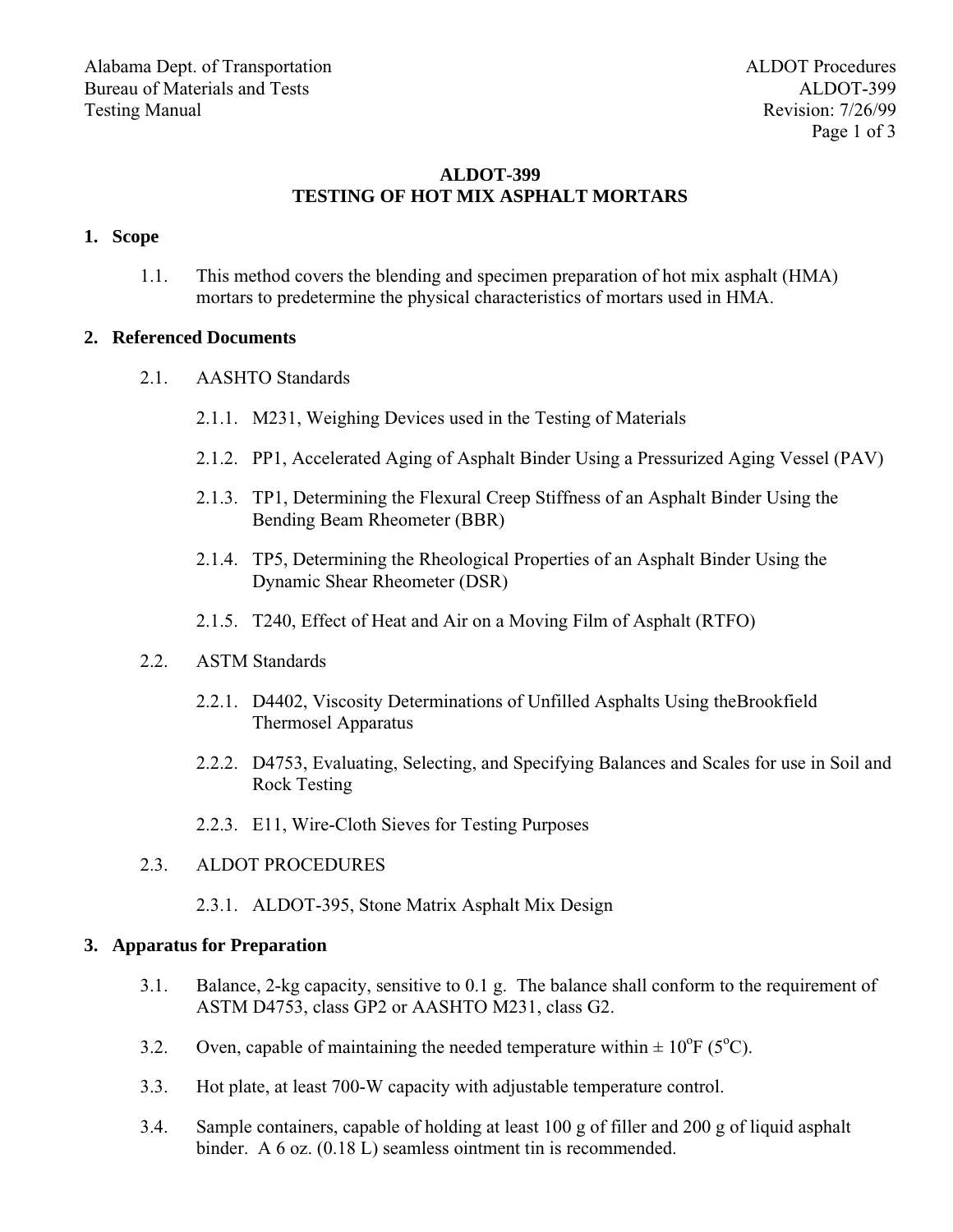# ALDOT-399
# TESTING OF HOT MIX ASPHALT MORTARS

## 1. Scope

1.1. This method covers the blending and specimen preparation of hot mix asphalt (HMA) mortars to predetermine the physical characteristics of mortars used in HMA.

## 2. Referenced Documents

2.1. AASHTO Standards

2.1.1. M231, Weighing Devices used in the Testing of Materials

2.1.2. PP1, Accelerated Aging of Asphalt Binder Using a Pressurized Aging Vessel (PAV)

2.1.3. TP1, Determining the Flexural Creep Stiffness of an Asphalt Binder Using the Bending Beam Rheometer (BBR)

2.1.4. TP5, Determining the Rheological Properties of an Asphalt Binder Using the Dynamic Shear Rheometer (DSR)

2.1.5. T240, Effect of Heat and Air on a Moving Film of Asphalt (RTFO)

2.2. ASTM Standards

2.2.1. D4402, Viscosity Determinations of Unfilled Asphalts Using theBrookfield Thermosel Apparatus

2.2.2. D4753, Evaluating, Selecting, and Specifying Balances and Scales for use in Soil and Rock Testing

2.2.3. E11, Wire-Cloth Sieves for Testing Purposes

2.3. ALDOT PROCEDURES

2.3.1. ALDOT-395, Stone Matrix Asphalt Mix Design

## 3. Apparatus for Preparation

3.1. Balance, 2-kg capacity, sensitive to 0.1 g. The balance shall conform to the requirement of ASTM D4753, class GP2 or AASHTO M231, class G2.

3.2. Oven, capable of maintaining the needed temperature within ± 10$^{o}$F (5$^{o}$C).

3.3. Hot plate, at least 700-W capacity with adjustable temperature control.

3.4. Sample containers, capable of holding at least 100 g of filler and 200 g of liquid asphalt binder. A 6 oz. (0.18 L) seamless ointment tin is recommended.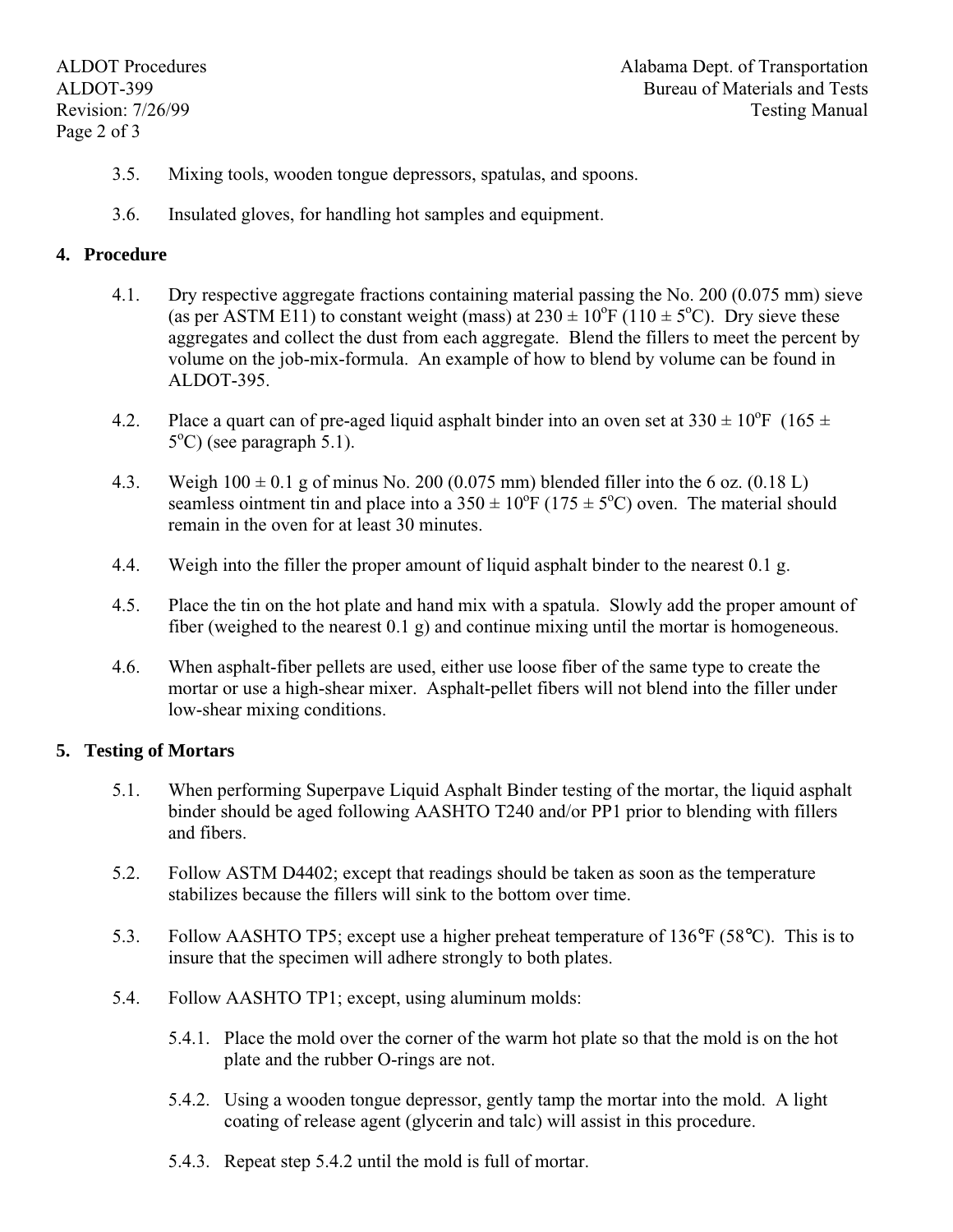3.5. Mixing tools, wooden tongue depressors, spatulas, and spoons.

3.6. Insulated gloves, for handling hot samples and equipment.

## 4. Procedure

4.1. Dry respective aggregate fractions containing material passing the No. 200 (0.075 mm) sieve (as per ASTM E11) to constant weight (mass) at 230 ± 10$^o$F (110 ± 5$^o$C). Dry sieve these aggregates and collect the dust from each aggregate. Blend the fillers to meet the percent by volume on the job-mix-formula. An example of how to blend by volume can be found in ALDOT-395.

4.2. Place a quart can of pre-aged liquid asphalt binder into an oven set at 330 ± 10$^o$F (165 ± 5$^o$C) (see paragraph 5.1).

4.3. Weigh 100 ± 0.1 g of minus No. 200 (0.075 mm) blended filler into the 6 oz. (0.18 L) seamless ointment tin and place into a 350 ± 10$^o$F (175 ± 5$^o$C) oven. The material should remain in the oven for at least 30 minutes.

4.4. Weigh into the filler the proper amount of liquid asphalt binder to the nearest 0.1 g.

4.5. Place the tin on the hot plate and hand mix with a spatula. Slowly add the proper amount of fiber (weighed to the nearest 0.1 g) and continue mixing until the mortar is homogeneous.

4.6. When asphalt-fiber pellets are used, either use loose fiber of the same type to create the mortar or use a high-shear mixer. Asphalt-pellet fibers will not blend into the filler under low-shear mixing conditions.

## 5. Testing of Mortars

5.1. When performing Superpave Liquid Asphalt Binder testing of the mortar, the liquid asphalt binder should be aged following AASHTO T240 and/or PP1 prior to blending with fillers and fibers.

5.2. Follow ASTM D4402; except that readings should be taken as soon as the temperature stabilizes because the fillers will sink to the bottom over time.

5.3. Follow AASHTO TP5; except use a higher preheat temperature of 136°F (58°C). This is to insure that the specimen will adhere strongly to both plates.

5.4. Follow AASHTO TP1; except, using aluminum molds:

5.4.1. Place the mold over the corner of the warm hot plate so that the mold is on the hot plate and the rubber O-rings are not.

5.4.2. Using a wooden tongue depressor, gently tamp the mortar into the mold. A light coating of release agent (glycerin and talc) will assist in this procedure.

5.4.3. Repeat step 5.4.2 until the mold is full of mortar.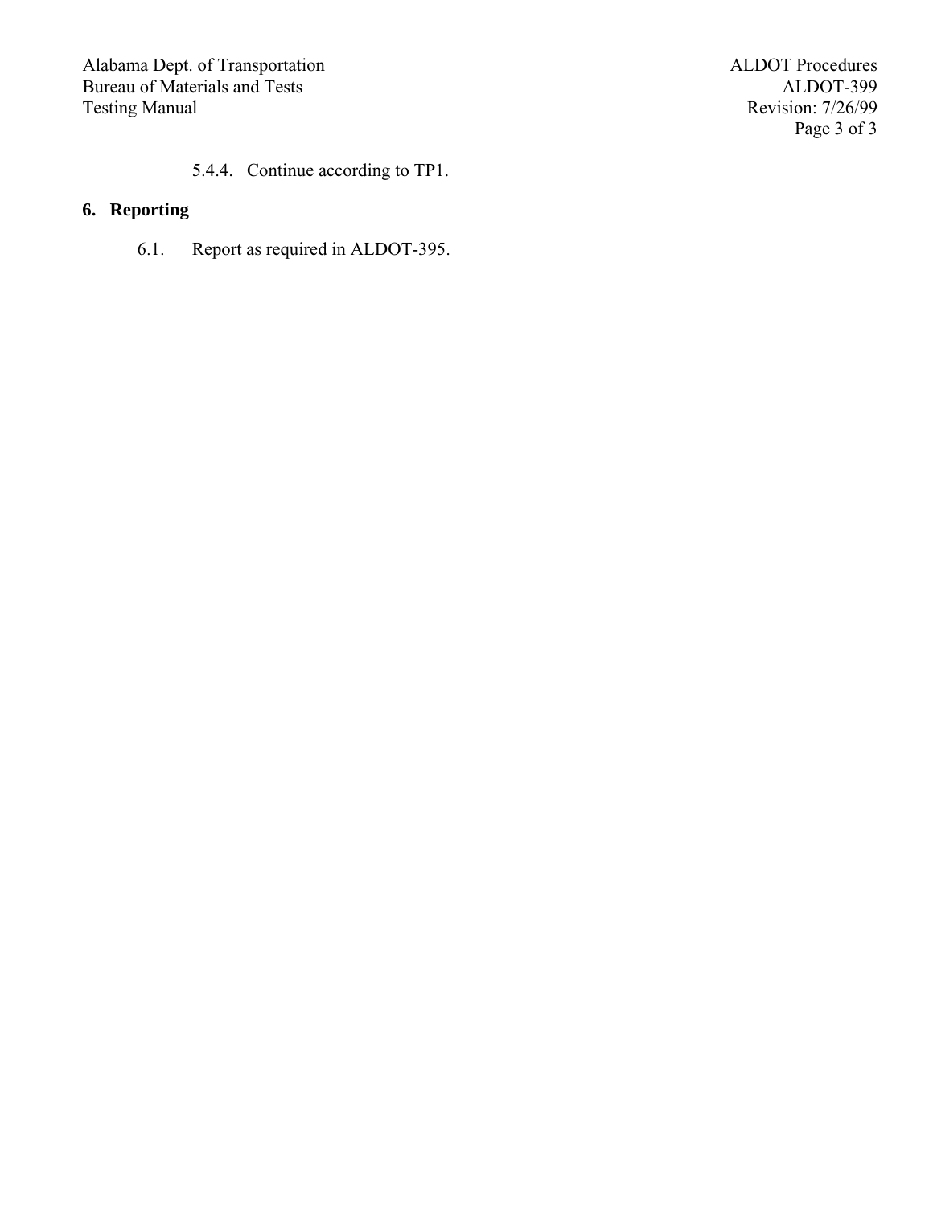5.4.4. Continue according to TP1.

## 6. Reporting

6.1. Report as required in ALDOT-395.